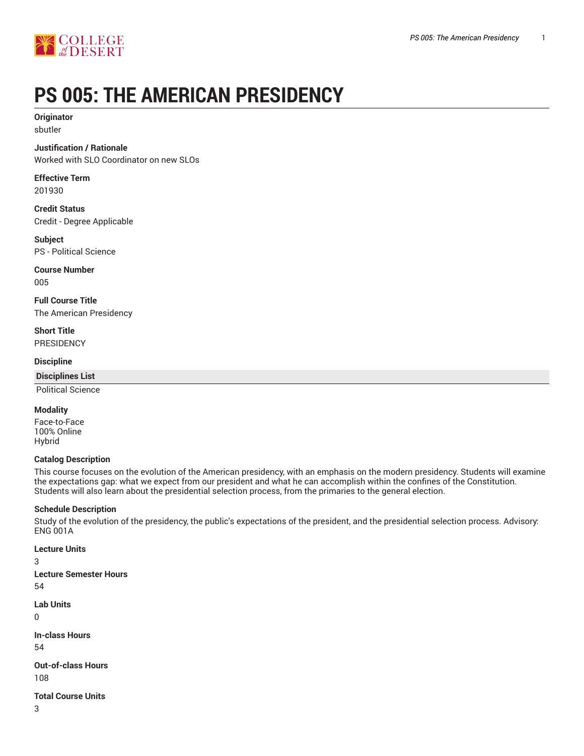# PS 005: THE AMERICAN PRESIDENCY

**Originator**
sbutler

**Justification / Rationale**
Worked with SLO Coordinator on new SLOs

**Effective Term**
201930

**Credit Status**
Credit - Degree Applicable

**Subject**
PS - Political Science

**Course Number**
005

**Full Course Title**
The American Presidency

**Short Title**
PRESIDENCY

**Discipline**

| Disciplines List |
| --- |
| Political Science |

**Modality**
Face-to-Face
100% Online
Hybrid

**Catalog Description**
This course focuses on the evolution of the American presidency, with an emphasis on the modern presidency. Students will examine the expectations gap: what we expect from our president and what he can accomplish within the confines of the Constitution. Students will also learn about the presidential selection process, from the primaries to the general election.

**Schedule Description**
Study of the evolution of the presidency, the public's expectations of the president, and the presidential selection process. Advisory: ENG 001A

**Lecture Units**
3

**Lecture Semester Hours**
54

**Lab Units**
0

**In-class Hours**
54

**Out-of-class Hours**
108

**Total Course Units**
3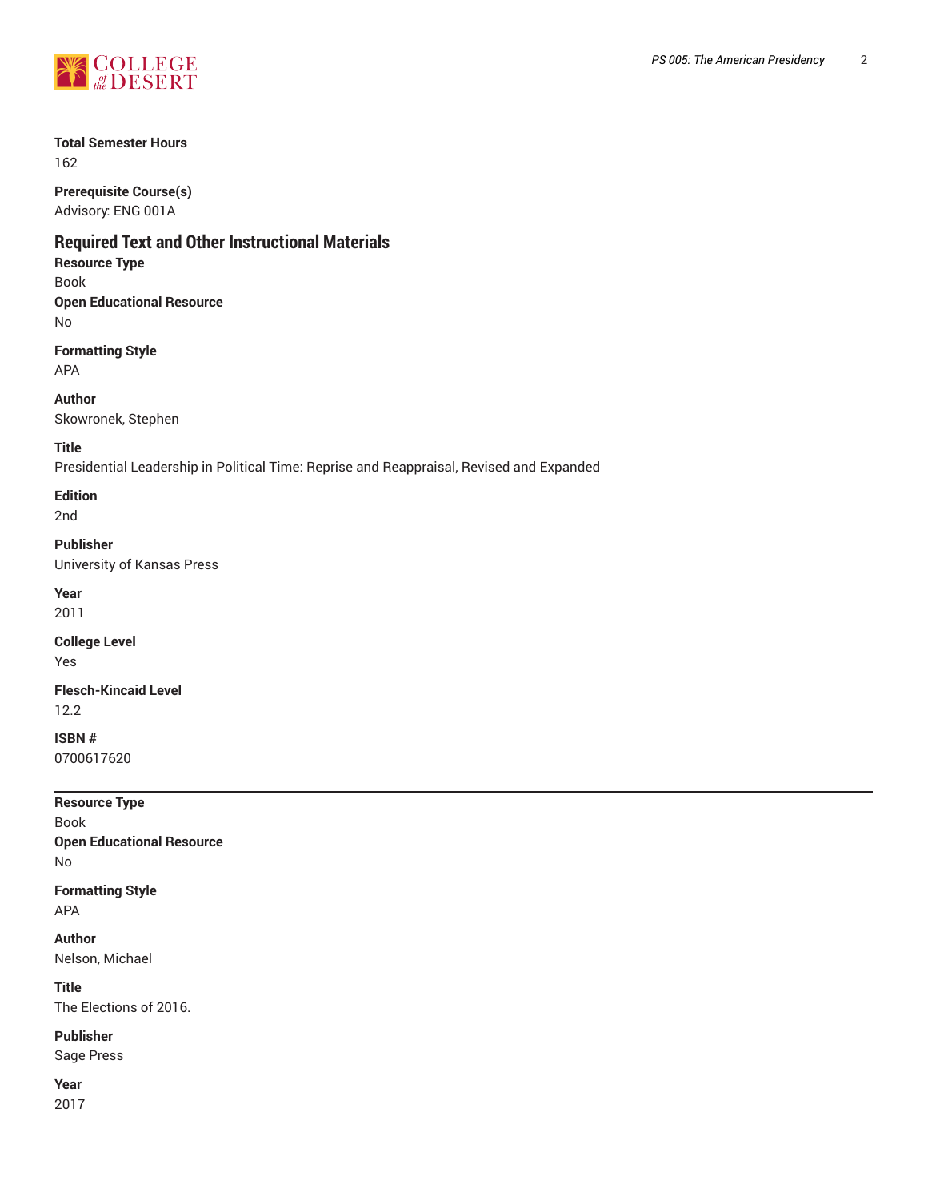**Total Semester Hours**
162

**Prerequisite Course(s)**
Advisory: ENG 001A

## Required Text and Other Instructional Materials

**Resource Type**
Book

**Open Educational Resource**
No

**Formatting Style**
APA

**Author**
Skowronek, Stephen

**Title**
Presidential Leadership in Political Time: Reprise and Reappraisal, Revised and Expanded

**Edition**
2nd

**Publisher**
University of Kansas Press

**Year**
2011

**College Level**
Yes

**Flesch-Kincaid Level**
12.2

**ISBN #**
0700617620

---

**Resource Type**
Book

**Open Educational Resource**
No

**Formatting Style**
APA

**Author**
Nelson, Michael

**Title**
The Elections of 2016.

**Publisher**
Sage Press

**Year**
2017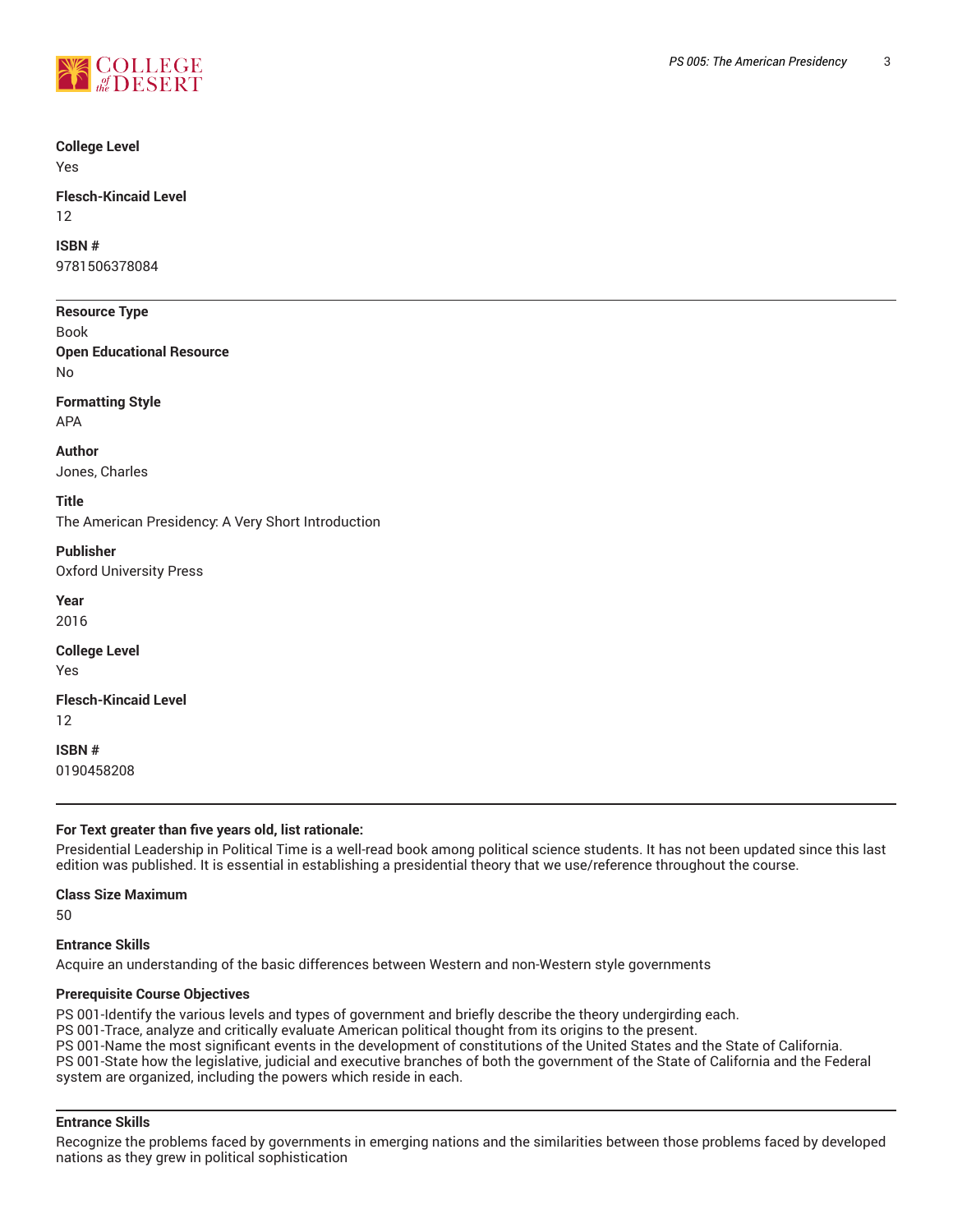**College Level**
Yes

**Flesch-Kincaid Level**
12

**ISBN #**
9781506378084

---

**Resource Type**
Book

**Open Educational Resource**
No

**Formatting Style**
APA

**Author**
Jones, Charles

**Title**
The American Presidency: A Very Short Introduction

**Publisher**
Oxford University Press

**Year**
2016

**College Level**
Yes

**Flesch-Kincaid Level**
12

**ISBN #**
0190458208

---

**For Text greater than five years old, list rationale:**
Presidential Leadership in Political Time is a well-read book among political science students. It has not been updated since this last edition was published. It is essential in establishing a presidential theory that we use/reference throughout the course.

**Class Size Maximum**
50

**Entrance Skills**
Acquire an understanding of the basic differences between Western and non-Western style governments

**Prerequisite Course Objectives**
PS 001-Identify the various levels and types of government and briefly describe the theory undergirding each.
PS 001-Trace, analyze and critically evaluate American political thought from its origins to the present.
PS 001-Name the most significant events in the development of constitutions of the United States and the State of California.
PS 001-State how the legislative, judicial and executive branches of both the government of the State of California and the Federal system are organized, including the powers which reside in each.

---

**Entrance Skills**
Recognize the problems faced by governments in emerging nations and the similarities between those problems faced by developed nations as they grew in political sophistication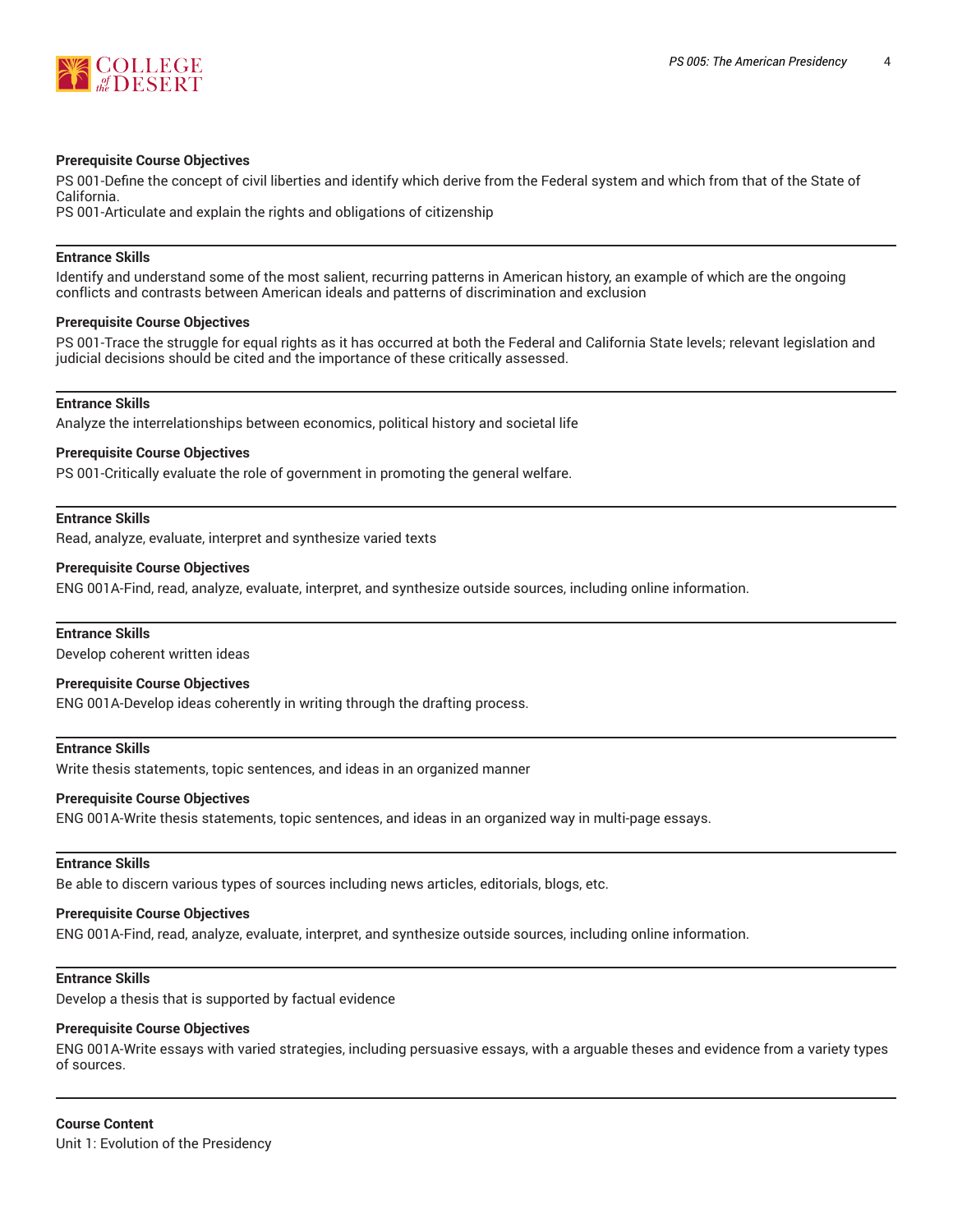**Prerequisite Course Objectives**

PS 001-Define the concept of civil liberties and identify which derive from the Federal system and which from that of the State of California.
PS 001-Articulate and explain the rights and obligations of citizenship

---

**Entrance Skills**

Identify and understand some of the most salient, recurring patterns in American history, an example of which are the ongoing conflicts and contrasts between American ideals and patterns of discrimination and exclusion

**Prerequisite Course Objectives**

PS 001-Trace the struggle for equal rights as it has occurred at both the Federal and California State levels; relevant legislation and judicial decisions should be cited and the importance of these critically assessed.

---

**Entrance Skills**

Analyze the interrelationships between economics, political history and societal life

**Prerequisite Course Objectives**

PS 001-Critically evaluate the role of government in promoting the general welfare.

---

**Entrance Skills**

Read, analyze, evaluate, interpret and synthesize varied texts

**Prerequisite Course Objectives**

ENG 001A-Find, read, analyze, evaluate, interpret, and synthesize outside sources, including online information.

---

**Entrance Skills**

Develop coherent written ideas

**Prerequisite Course Objectives**

ENG 001A-Develop ideas coherently in writing through the drafting process.

---

**Entrance Skills**

Write thesis statements, topic sentences, and ideas in an organized manner

**Prerequisite Course Objectives**

ENG 001A-Write thesis statements, topic sentences, and ideas in an organized way in multi-page essays.

---

**Entrance Skills**

Be able to discern various types of sources including news articles, editorials, blogs, etc.

**Prerequisite Course Objectives**

ENG 001A-Find, read, analyze, evaluate, interpret, and synthesize outside sources, including online information.

---

**Entrance Skills**

Develop a thesis that is supported by factual evidence

**Prerequisite Course Objectives**

ENG 001A-Write essays with varied strategies, including persuasive essays, with a arguable theses and evidence from a variety types of sources.

---

**Course Content**

Unit 1: Evolution of the Presidency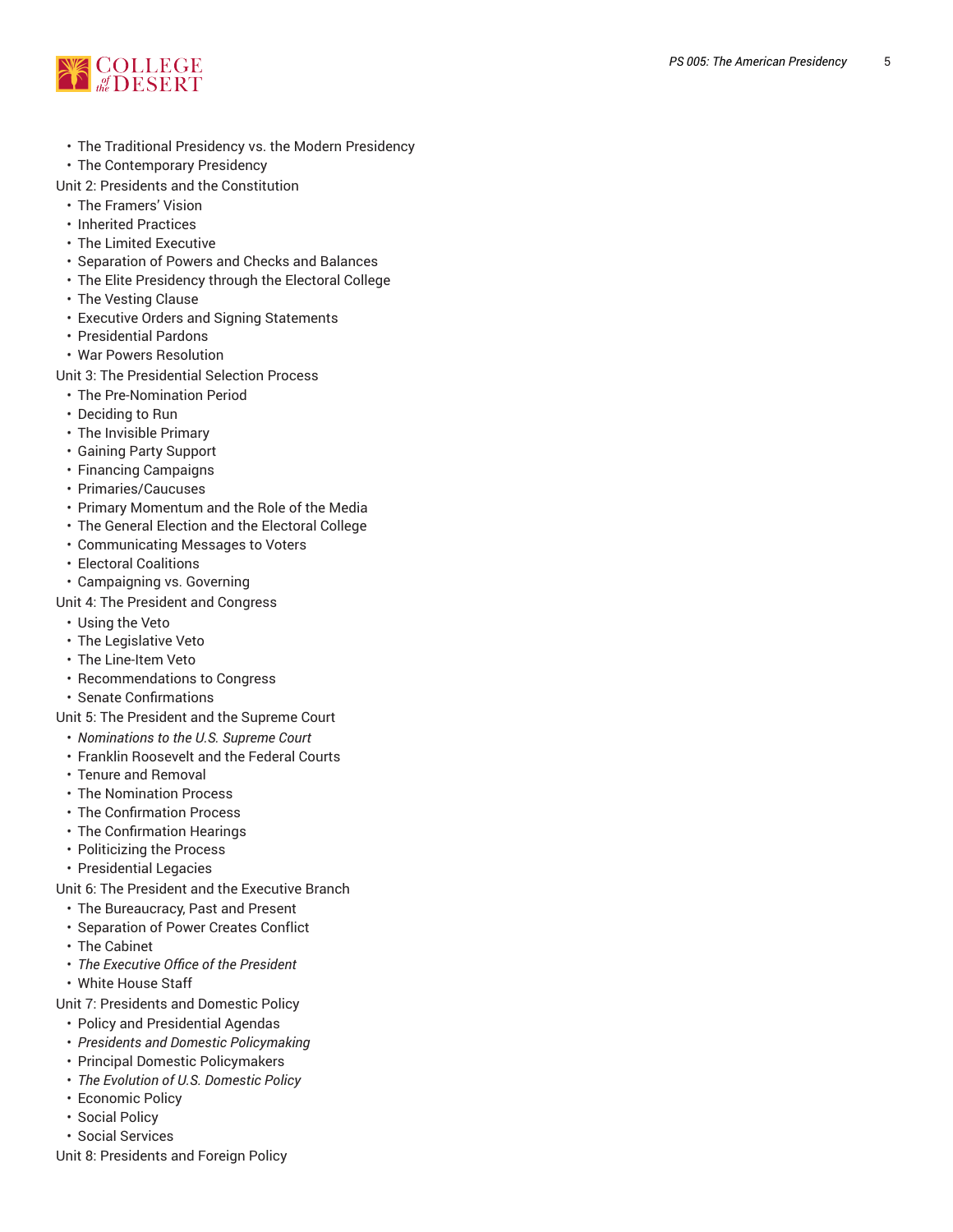- The Traditional Presidency vs. the Modern Presidency
- The Contemporary Presidency

Unit 2: Presidents and the Constitution

- The Framers' Vision
- Inherited Practices
- The Limited Executive
- Separation of Powers and Checks and Balances
- The Elite Presidency through the Electoral College
- The Vesting Clause
- Executive Orders and Signing Statements
- Presidential Pardons
- War Powers Resolution

Unit 3: The Presidential Selection Process

- The Pre-Nomination Period
- Deciding to Run
- The Invisible Primary
- Gaining Party Support
- Financing Campaigns
- Primaries/Caucuses
- Primary Momentum and the Role of the Media
- The General Election and the Electoral College
- Communicating Messages to Voters
- Electoral Coalitions
- Campaigning vs. Governing

Unit 4: The President and Congress

- Using the Veto
- The Legislative Veto
- The Line-Item Veto
- Recommendations to Congress
- Senate Confirmations

Unit 5: The President and the Supreme Court

- *Nominations to the U.S. Supreme Court*
- Franklin Roosevelt and the Federal Courts
- Tenure and Removal
- The Nomination Process
- The Confirmation Process
- The Confirmation Hearings
- Politicizing the Process
- Presidential Legacies

Unit 6: The President and the Executive Branch

- The Bureaucracy, Past and Present
- Separation of Power Creates Conflict
- The Cabinet
- *The Executive Office of the President*
- White House Staff

Unit 7: Presidents and Domestic Policy

- Policy and Presidential Agendas
- *Presidents and Domestic Policymaking*
- Principal Domestic Policymakers
- *The Evolution of U.S. Domestic Policy*
- Economic Policy
- Social Policy
- Social Services

Unit 8: Presidents and Foreign Policy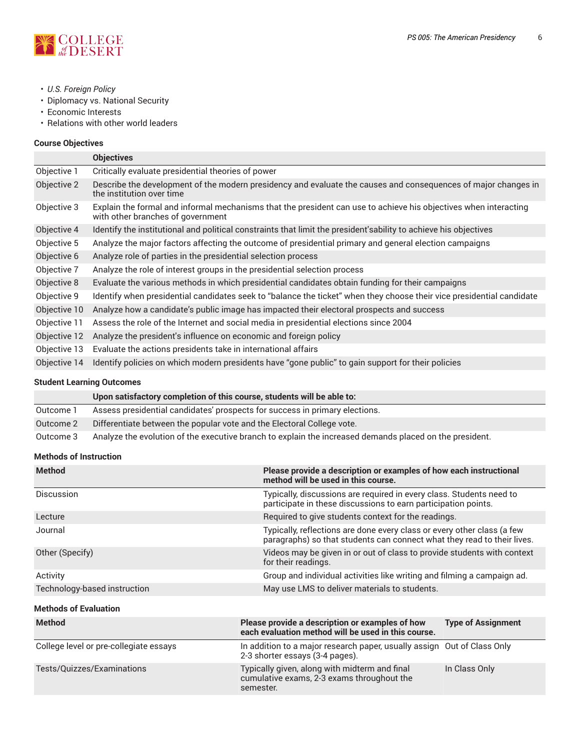- *U.S. Foreign Policy*
- Diplomacy vs. National Security
- Economic Interests
- Relations with other world leaders

### Course Objectives

| | Objectives |
|---|---|
| Objective 1 | Critically evaluate presidential theories of power |
| Objective 2 | Describe the development of the modern presidency and evaluate the causes and consequences of major changes in the institution over time |
| Objective 3 | Explain the formal and informal mechanisms that the president can use to achieve his objectives when interacting with other branches of government |
| Objective 4 | Identify the institutional and political constraints that limit the president'sability to achieve his objectives |
| Objective 5 | Analyze the major factors affecting the outcome of presidential primary and general election campaigns |
| Objective 6 | Analyze role of parties in the presidential selection process |
| Objective 7 | Analyze the role of interest groups in the presidential selection process |
| Objective 8 | Evaluate the various methods in which presidential candidates obtain funding for their campaigns |
| Objective 9 | Identify when presidential candidates seek to "balance the ticket" when they choose their vice presidential candidate |
| Objective 10 | Analyze how a candidate's public image has impacted their electoral prospects and success |
| Objective 11 | Assess the role of the Internet and social media in presidential elections since 2004 |
| Objective 12 | Analyze the president's influence on economic and foreign policy |
| Objective 13 | Evaluate the actions presidents take in international affairs |
| Objective 14 | Identify policies on which modern presidents have "gone public" to gain support for their policies |

### Student Learning Outcomes

| | Upon satisfactory completion of this course, students will be able to: |
|---|---|
| Outcome 1 | Assess presidential candidates' prospects for success in primary elections. |
| Outcome 2 | Differentiate between the popular vote and the Electoral College vote. |
| Outcome 3 | Analyze the evolution of the executive branch to explain the increased demands placed on the president. |

### Methods of Instruction

| Method | Please provide a description or examples of how each instructional method will be used in this course. |
|---|---|
| Discussion | Typically, discussions are required in every class. Students need to participate in these discussions to earn participation points. |
| Lecture | Required to give students context for the readings. |
| Journal | Typically, reflections are done every class or every other class (a few paragraphs) so that students can connect what they read to their lives. |
| Other (Specify) | Videos may be given in or out of class to provide students with context for their readings. |
| Activity | Group and individual activities like writing and filming a campaign ad. |
| Technology-based instruction | May use LMS to deliver materials to students. |

### Methods of Evaluation

| Method | Please provide a description or examples of how each evaluation method will be used in this course. | Type of Assignment |
|---|---|---|
| College level or pre-collegiate essays | In addition to a major research paper, usually assign 2-3 shorter essays (3-4 pages). | Out of Class Only |
| Tests/Quizzes/Examinations | Typically given, along with midterm and final cumulative exams, 2-3 exams throughout the semester. | In Class Only |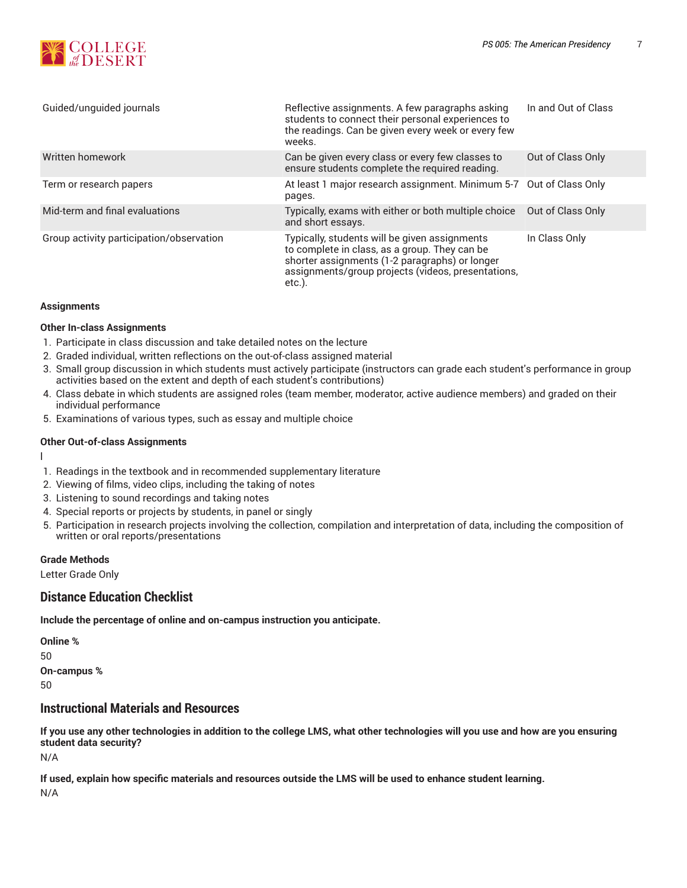| Guided/unguided journals | Reflective assignments. A few paragraphs asking students to connect their personal experiences to the readings. Can be given every week or every few weeks. | In and Out of Class |
|---|---|---|
| Written homework | Can be given every class or every few classes to ensure students complete the required reading. | Out of Class Only |
| Term or research papers | At least 1 major research assignment. Minimum 5-7 pages. | Out of Class Only |
| Mid-term and final evaluations | Typically, exams with either or both multiple choice and short essays. | Out of Class Only |
| Group activity participation/observation | Typically, students will be given assignments to complete in class, as a group. They can be shorter assignments (1-2 paragraphs) or longer assignments/group projects (videos, presentations, etc.). | In Class Only |

**Assignments**

**Other In-class Assignments**

1. Participate in class discussion and take detailed notes on the lecture
2. Graded individual, written reflections on the out-of-class assigned material
3. Small group discussion in which students must actively participate (instructors can grade each student's performance in group activities based on the extent and depth of each student's contributions)
4. Class debate in which students are assigned roles (team member, moderator, active audience members) and graded on their individual performance
5. Examinations of various types, such as essay and multiple choice

**Other Out-of-class Assignments**

l

1. Readings in the textbook and in recommended supplementary literature
2. Viewing of films, video clips, including the taking of notes
3. Listening to sound recordings and taking notes
4. Special reports or projects by students, in panel or singly
5. Participation in research projects involving the collection, compilation and interpretation of data, including the composition of written or oral reports/presentations

**Grade Methods**

Letter Grade Only

## Distance Education Checklist

**Include the percentage of online and on-campus instruction you anticipate.**

**Online %**

50

**On-campus %**

50

## Instructional Materials and Resources

**If you use any other technologies in addition to the college LMS, what other technologies will you use and how are you ensuring student data security?**

N/A

**If used, explain how specific materials and resources outside the LMS will be used to enhance student learning.**

N/A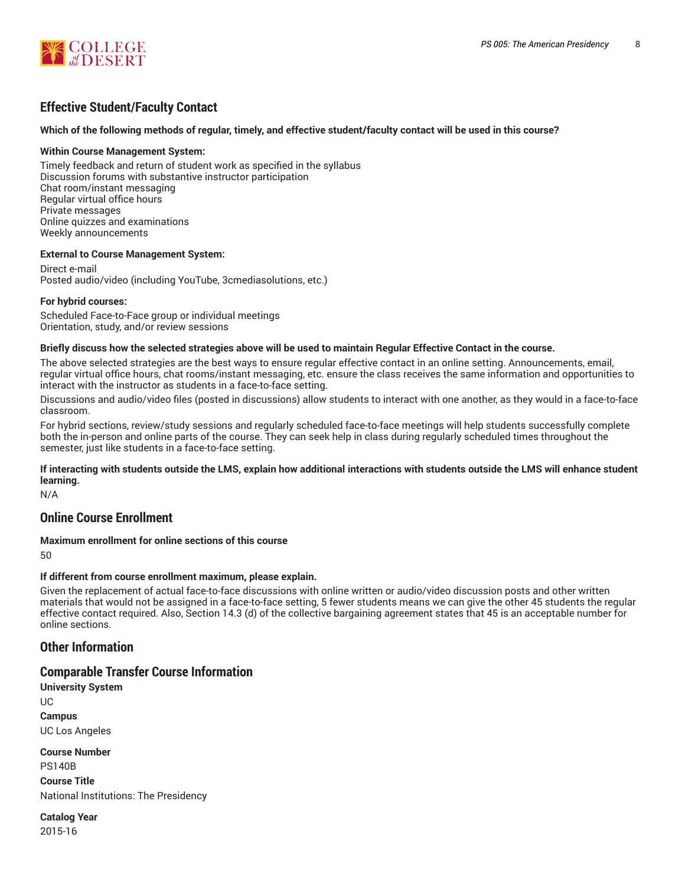## Effective Student/Faculty Contact

**Which of the following methods of regular, timely, and effective student/faculty contact will be used in this course?**

**Within Course Management System:**

Timely feedback and return of student work as specified in the syllabus
Discussion forums with substantive instructor participation
Chat room/instant messaging
Regular virtual office hours
Private messages
Online quizzes and examinations
Weekly announcements

**External to Course Management System:**

Direct e-mail
Posted audio/video (including YouTube, 3cmediasolutions, etc.)

**For hybrid courses:**

Scheduled Face-to-Face group or individual meetings
Orientation, study, and/or review sessions

**Briefly discuss how the selected strategies above will be used to maintain Regular Effective Contact in the course.**

The above selected strategies are the best ways to ensure regular effective contact in an online setting. Announcements, email, regular virtual office hours, chat rooms/instant messaging, etc. ensure the class receives the same information and opportunities to interact with the instructor as students in a face-to-face setting.

Discussions and audio/video files (posted in discussions) allow students to interact with one another, as they would in a face-to-face classroom.

For hybrid sections, review/study sessions and regularly scheduled face-to-face meetings will help students successfully complete both the in-person and online parts of the course. They can seek help in class during regularly scheduled times throughout the semester, just like students in a face-to-face setting.

**If interacting with students outside the LMS, explain how additional interactions with students outside the LMS will enhance student learning.**

N/A

## Online Course Enrollment

**Maximum enrollment for online sections of this course**

50

**If different from course enrollment maximum, please explain.**

Given the replacement of actual face-to-face discussions with online written or audio/video discussion posts and other written materials that would not be assigned in a face-to-face setting, 5 fewer students means we can give the other 45 students the regular effective contact required. Also, Section 14.3 (d) of the collective bargaining agreement states that 45 is an acceptable number for online sections.

## Other Information

## Comparable Transfer Course Information

**University System**

UC

**Campus**

UC Los Angeles

**Course Number**

PS140B

**Course Title**

National Institutions: The Presidency

**Catalog Year**

2015-16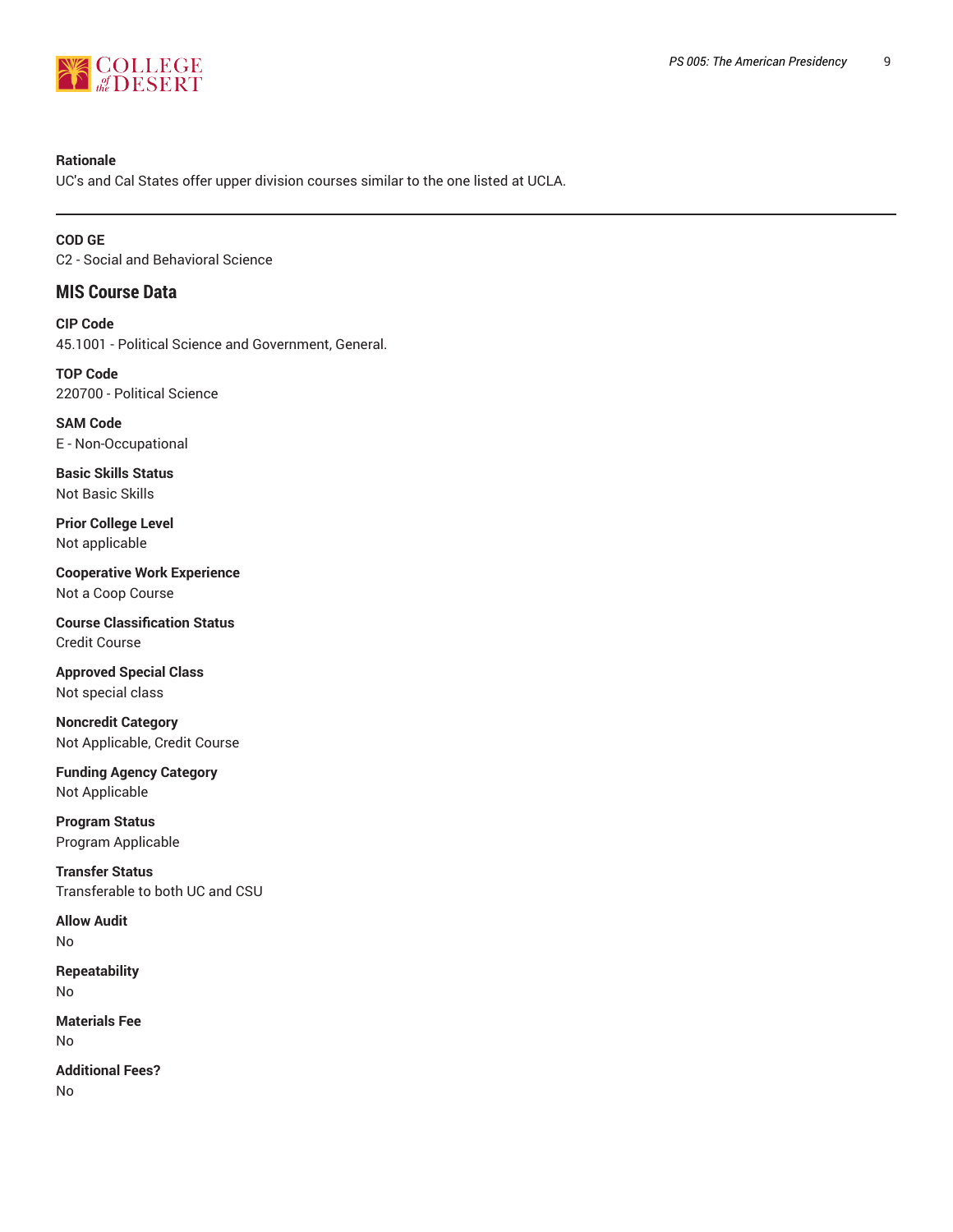**Rationale**
UC's and Cal States offer upper division courses similar to the one listed at UCLA.

---

**COD GE**
C2 - Social and Behavioral Science

## MIS Course Data

**CIP Code**
45.1001 - Political Science and Government, General.

**TOP Code**
220700 - Political Science

**SAM Code**
E - Non-Occupational

**Basic Skills Status**
Not Basic Skills

**Prior College Level**
Not applicable

**Cooperative Work Experience**
Not a Coop Course

**Course Classification Status**
Credit Course

**Approved Special Class**
Not special class

**Noncredit Category**
Not Applicable, Credit Course

**Funding Agency Category**
Not Applicable

**Program Status**
Program Applicable

**Transfer Status**
Transferable to both UC and CSU

**Allow Audit**
No

**Repeatability**
No

**Materials Fee**
No

**Additional Fees?**
No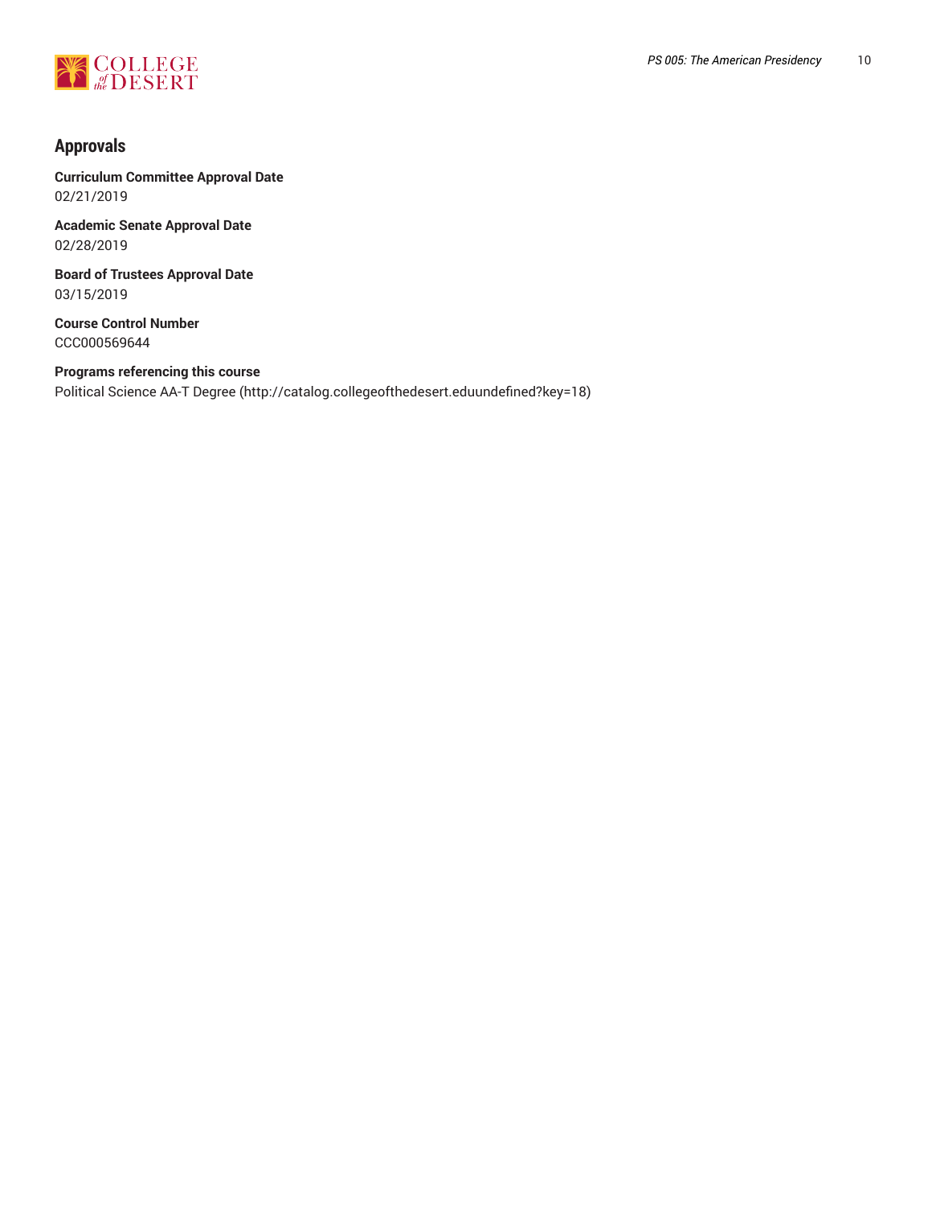## Approvals

**Curriculum Committee Approval Date**
02/21/2019

**Academic Senate Approval Date**
02/28/2019

**Board of Trustees Approval Date**
03/15/2019

**Course Control Number**
CCC000569644

**Programs referencing this course**
Political Science AA-T Degree (http://catalog.collegeofthedesert.eduundefined?key=18)